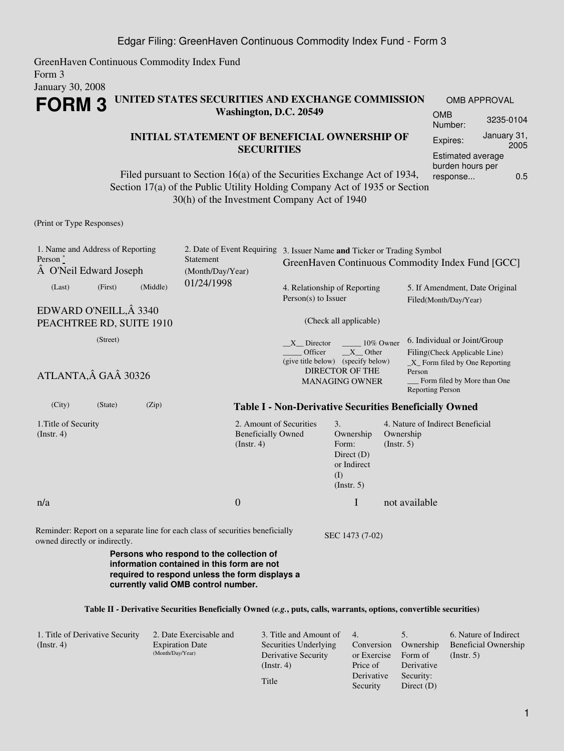GreenHaven Continuous Commodity Index Fund
Form 3
January 30, 2008

# FORM 3

**UNITED STATES SECURITIES AND EXCHANGE COMMISSION**
**Washington, D.C. 20549**

**INITIAL STATEMENT OF BENEFICIAL OWNERSHIP OF SECURITIES**

Filed pursuant to Section 16(a) of the Securities Exchange Act of 1934, Section 17(a) of the Public Utility Holding Company Act of 1935 or Section 30(h) of the Investment Company Act of 1940

| OMB APPROVAL | |
|---|---|
| OMB Number: | 3235-0104 |
| Expires: | January 31, 2005 |
| Estimated average burden hours per response... | 0.5 |

(Print or Type Responses)

1. Name and Address of Reporting Person *
Â O'Neil Edward Joseph
(Last) (First) (Middle)

EDWARD O'NEILL,Â 3340 PEACHTREE RD, SUITE 1910
(Street)

ATLANTA,Â GAÂ 30326
(City) (State) (Zip)

2. Date of Event Requiring Statement (Month/Day/Year)
01/24/1998

3. Issuer Name **and** Ticker or Trading Symbol
GreenHaven Continuous Commodity Index Fund [GCC]

4. Relationship of Reporting Person(s) to Issuer
(Check all applicable)
__X__ Director _____ 10% Owner
_____ Officer (give title below) __X__ Other (specify below)
DIRECTOR OF THE MANAGING OWNER

5. If Amendment, Date Original Filed(Month/Day/Year)

6. Individual or Joint/Group Filing(Check Applicable Line)
_X_ Form filed by One Reporting Person
___ Form filed by More than One Reporting Person

**Table I - Non-Derivative Securities Beneficially Owned**

| 1.Title of Security (Instr. 4) | 2. Amount of Securities Beneficially Owned (Instr. 4) | 3. Ownership Form: Direct (D) or Indirect (I) (Instr. 5) | 4. Nature of Indirect Beneficial Ownership (Instr. 5) |
|---|---|---|---|
| n/a | 0 | I | not available |

Reminder: Report on a separate line for each class of securities beneficially owned directly or indirectly.

SEC 1473 (7-02)

**Persons who respond to the collection of information contained in this form are not required to respond unless the form displays a currently valid OMB control number.**

**Table II - Derivative Securities Beneficially Owned (*e.g.*, puts, calls, warrants, options, convertible securities)**

| 1. Title of Derivative Security (Instr. 4) | 2. Date Exercisable and Expiration Date (Month/Day/Year) | 3. Title and Amount of Securities Underlying Derivative Security (Instr. 4) | 4. Conversion or Exercise Price of Derivative Security | 5. Ownership Form of Derivative Security: Direct (D) | 6. Nature of Indirect Beneficial Ownership (Instr. 5) |
|---|---|---|---|---|---|
| | | Title | | | |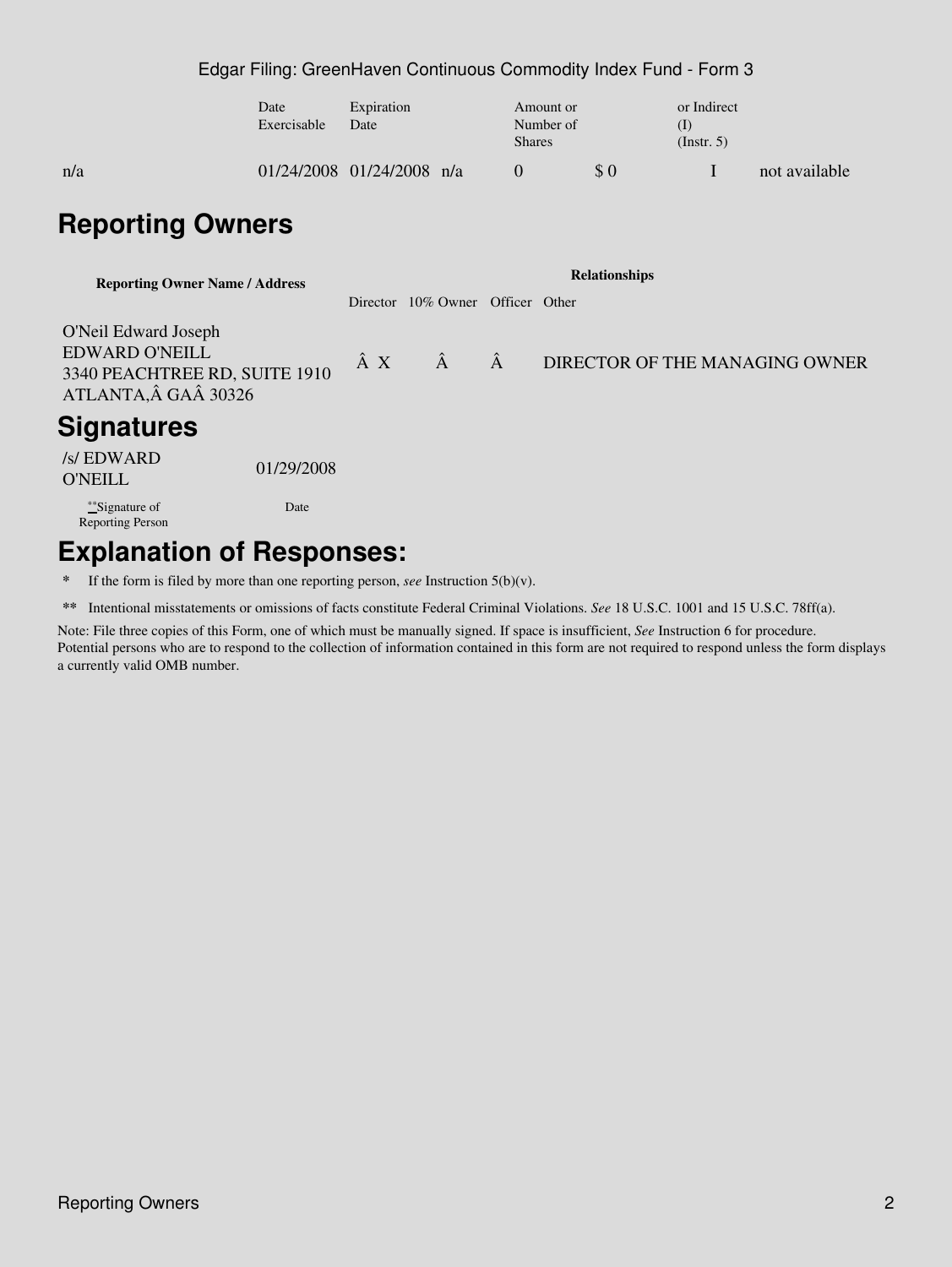| | Date Exercisable | Expiration Date | | Amount or Number of Shares | | or Indirect (I) (Instr. 5) | |
|---|---|---|---|---|---|---|---|
| n/a | 01/24/2008 | 01/24/2008 | n/a | 0 | $ 0 | I | not available |

# Reporting Owners

| Reporting Owner Name / Address | Relationships | | | |
|---|---|---|---|---|
| | Director | 10% Owner | Officer | Other |
| O'Neil Edward Joseph<br>EDWARD O'NEILL<br>3340 PEACHTREE RD, SUITE 1910<br>ATLANTA,Â GAÂ 30326 | Â X | Â | Â | DIRECTOR OF THE MANAGING OWNER |

# Signatures

| | |
|---|---|
| /s/ EDWARD O'NEILL | 01/29/2008 |
| **Signature of Reporting Person | Date |

# Explanation of Responses:

\* If the form is filed by more than one reporting person, *see* Instruction 5(b)(v).

\** Intentional misstatements or omissions of facts constitute Federal Criminal Violations. *See* 18 U.S.C. 1001 and 15 U.S.C. 78ff(a).

Note: File three copies of this Form, one of which must be manually signed. If space is insufficient, *See* Instruction 6 for procedure.
Potential persons who are to respond to the collection of information contained in this form are not required to respond unless the form displays a currently valid OMB number.